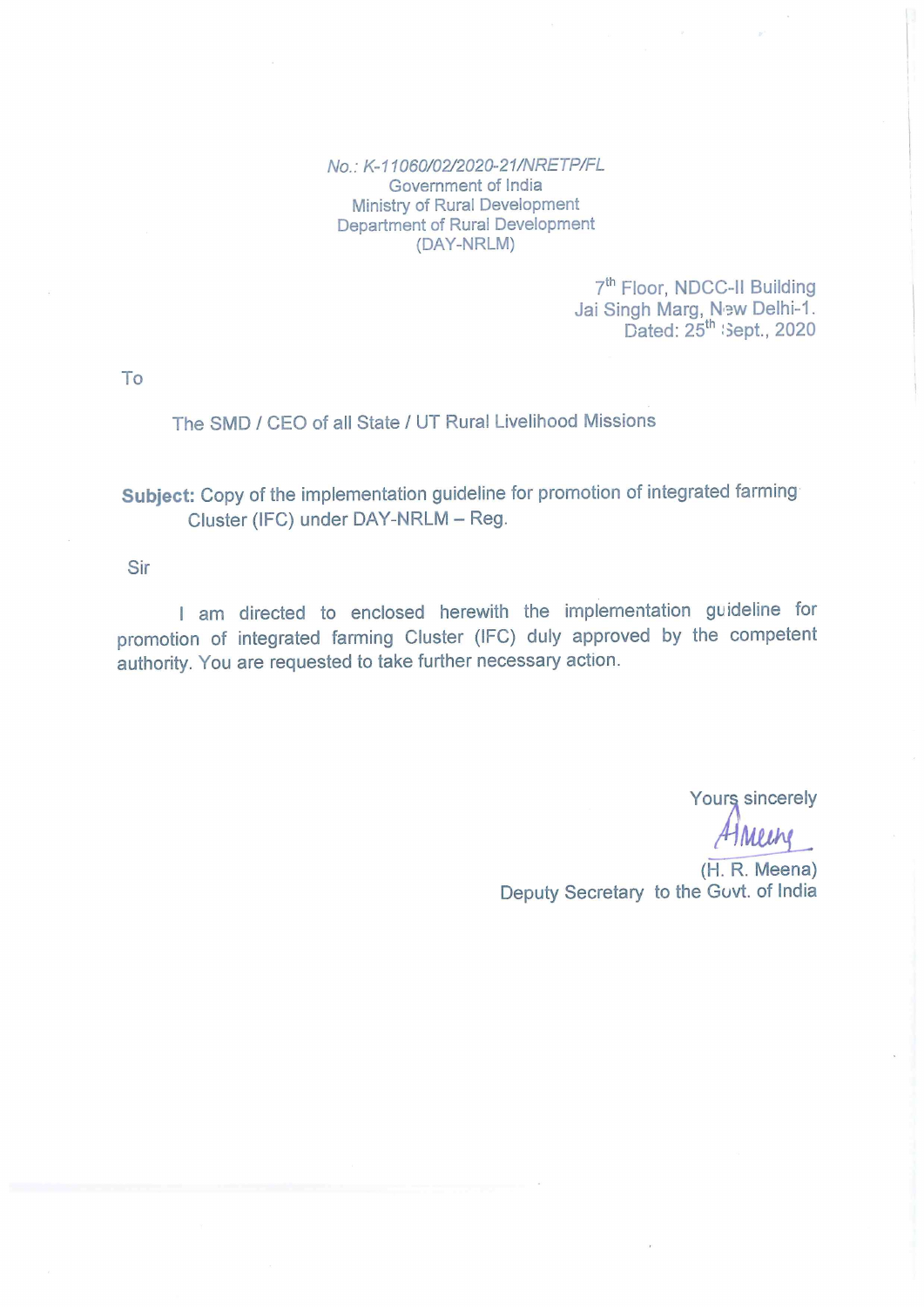*No.: K-11060/02/2020-21/NRETP/FL*
Government of India
Ministry of Rural Development
Department of Rural Development
(DAY-NRLM)

7th Floor, NDCC-II Building
Jai Singh Marg, New Delhi-1.
Dated: 25th Sept., 2020

To

The SMD / CEO of all State / UT Rural Livelihood Missions

**Subject:** Copy of the implementation guideline for promotion of integrated farming Cluster (IFC) under DAY-NRLM – Reg.

Sir

I am directed to enclosed herewith the implementation guideline for promotion of integrated farming Cluster (IFC) duly approved by the competent authority. You are requested to take further necessary action.

Yours sincerely

(H. R. Meena)
Deputy Secretary to the Govt. of India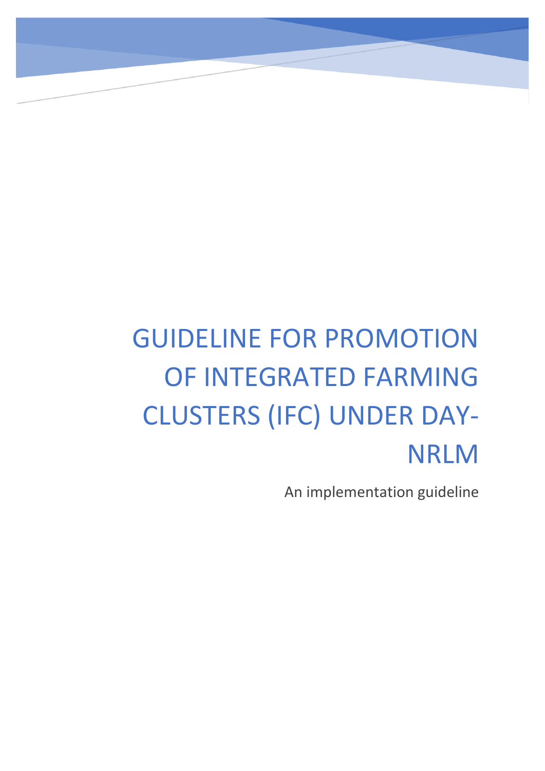# GUIDELINE FOR PROMOTION OF INTEGRATED FARMING CLUSTERS (IFC) UNDER DAY-NRLM

An implementation guideline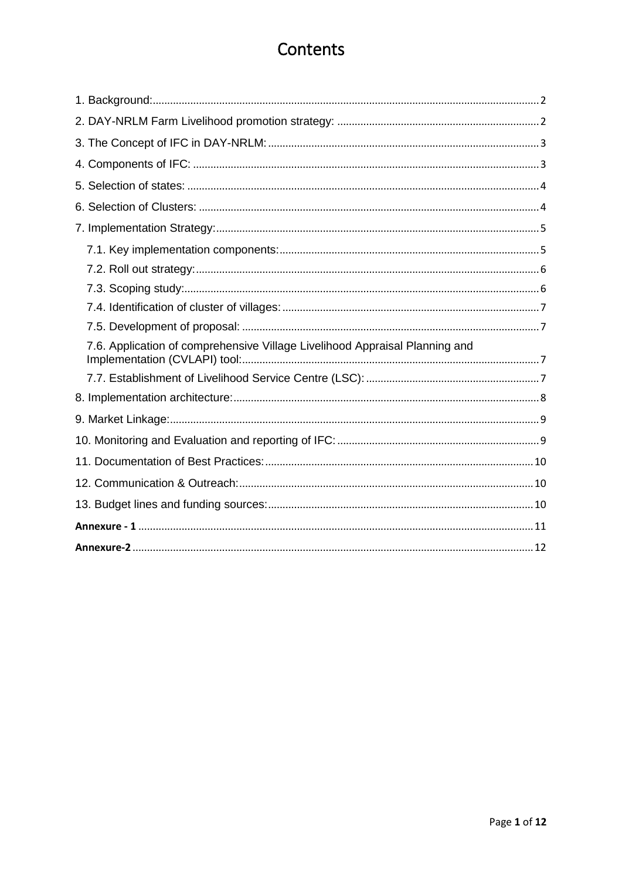# Contents

1. Background: 2
2. DAY-NRLM Farm Livelihood promotion strategy: 2
3. The Concept of IFC in DAY-NRLM: 3
4. Components of IFC: 3
5. Selection of states: 4
6. Selection of Clusters: 4
7. Implementation Strategy: 5
   - 7.1. Key implementation components: 5
   - 7.2. Roll out strategy: 6
   - 7.3. Scoping study: 6
   - 7.4. Identification of cluster of villages: 7
   - 7.5. Development of proposal: 7
   - 7.6. Application of comprehensive Village Livelihood Appraisal Planning and Implementation (CVLAPI) tool: 7
   - 7.7. Establishment of Livelihood Service Centre (LSC): 7
8. Implementation architecture: 8
9. Market Linkage: 9
10. Monitoring and Evaluation and reporting of IFC: 9
11. Documentation of Best Practices: 10
12. Communication & Outreach: 10
13. Budget lines and funding sources: 10

**Annexure - 1** 11

**Annexure-2** 12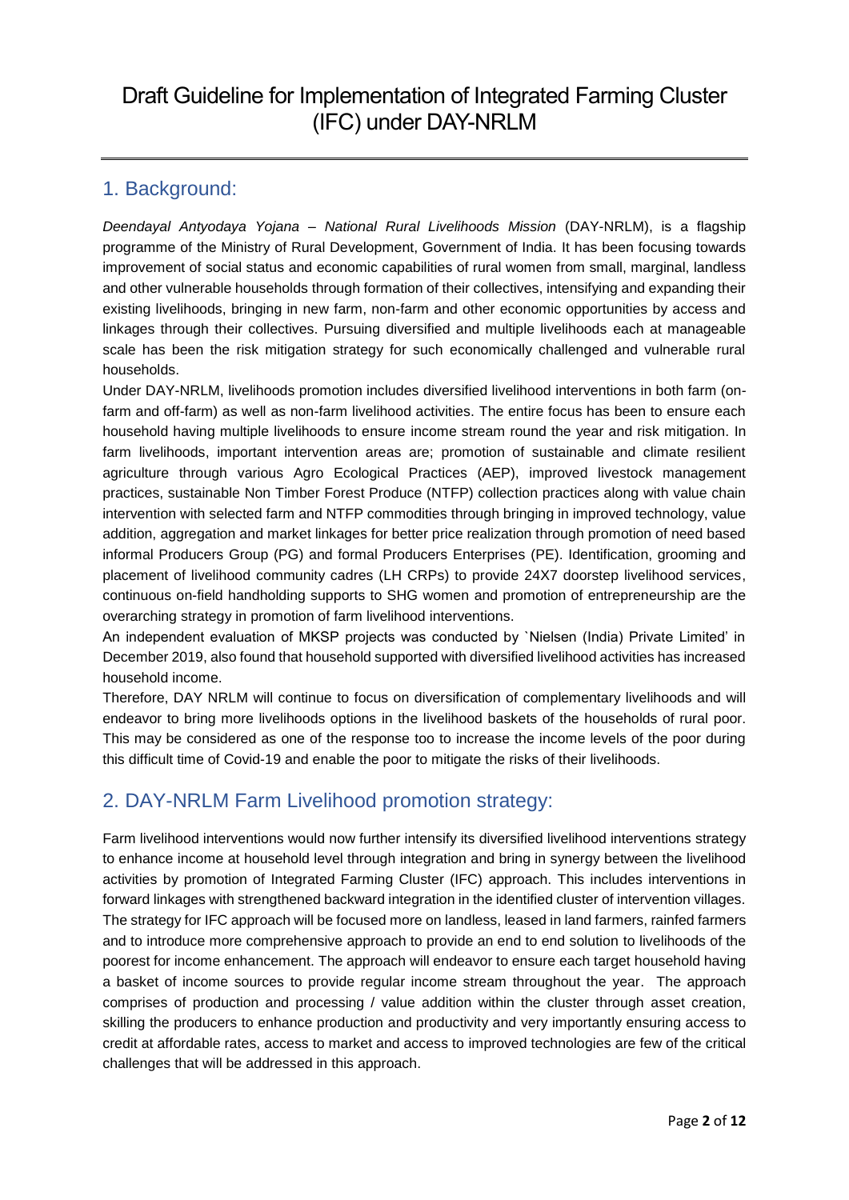# Draft Guideline for Implementation of Integrated Farming Cluster (IFC) under DAY-NRLM

## 1. Background:

*Deendayal Antyodaya Yojana – National Rural Livelihoods Mission* (DAY-NRLM), is a flagship programme of the Ministry of Rural Development, Government of India. It has been focusing towards improvement of social status and economic capabilities of rural women from small, marginal, landless and other vulnerable households through formation of their collectives, intensifying and expanding their existing livelihoods, bringing in new farm, non-farm and other economic opportunities by access and linkages through their collectives. Pursuing diversified and multiple livelihoods each at manageable scale has been the risk mitigation strategy for such economically challenged and vulnerable rural households.

Under DAY-NRLM, livelihoods promotion includes diversified livelihood interventions in both farm (on-farm and off-farm) as well as non-farm livelihood activities. The entire focus has been to ensure each household having multiple livelihoods to ensure income stream round the year and risk mitigation. In farm livelihoods, important intervention areas are; promotion of sustainable and climate resilient agriculture through various Agro Ecological Practices (AEP), improved livestock management practices, sustainable Non Timber Forest Produce (NTFP) collection practices along with value chain intervention with selected farm and NTFP commodities through bringing in improved technology, value addition, aggregation and market linkages for better price realization through promotion of need based informal Producers Group (PG) and formal Producers Enterprises (PE). Identification, grooming and placement of livelihood community cadres (LH CRPs) to provide 24X7 doorstep livelihood services, continuous on-field handholding supports to SHG women and promotion of entrepreneurship are the overarching strategy in promotion of farm livelihood interventions.

An independent evaluation of MKSP projects was conducted by `Nielsen (India) Private Limited' in December 2019, also found that household supported with diversified livelihood activities has increased household income.

Therefore, DAY NRLM will continue to focus on diversification of complementary livelihoods and will endeavor to bring more livelihoods options in the livelihood baskets of the households of rural poor. This may be considered as one of the response too to increase the income levels of the poor during this difficult time of Covid-19 and enable the poor to mitigate the risks of their livelihoods.

## 2. DAY-NRLM Farm Livelihood promotion strategy:

Farm livelihood interventions would now further intensify its diversified livelihood interventions strategy to enhance income at household level through integration and bring in synergy between the livelihood activities by promotion of Integrated Farming Cluster (IFC) approach. This includes interventions in forward linkages with strengthened backward integration in the identified cluster of intervention villages. The strategy for IFC approach will be focused more on landless, leased in land farmers, rainfed farmers and to introduce more comprehensive approach to provide an end to end solution to livelihoods of the poorest for income enhancement. The approach will endeavor to ensure each target household having a basket of income sources to provide regular income stream throughout the year. The approach comprises of production and processing / value addition within the cluster through asset creation, skilling the producers to enhance production and productivity and very importantly ensuring access to credit at affordable rates, access to market and access to improved technologies are few of the critical challenges that will be addressed in this approach.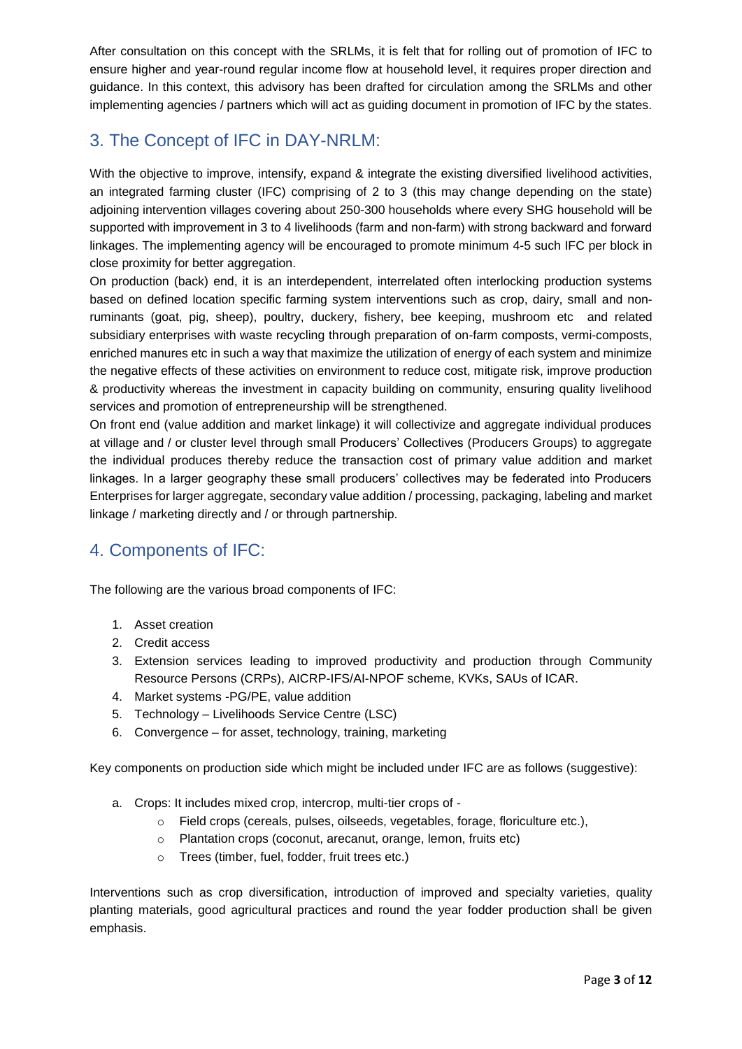After consultation on this concept with the SRLMs, it is felt that for rolling out of promotion of IFC to ensure higher and year-round regular income flow at household level, it requires proper direction and guidance. In this context, this advisory has been drafted for circulation among the SRLMs and other implementing agencies / partners which will act as guiding document in promotion of IFC by the states.

## 3. The Concept of IFC in DAY-NRLM:

With the objective to improve, intensify, expand & integrate the existing diversified livelihood activities, an integrated farming cluster (IFC) comprising of 2 to 3 (this may change depending on the state) adjoining intervention villages covering about 250-300 households where every SHG household will be supported with improvement in 3 to 4 livelihoods (farm and non-farm) with strong backward and forward linkages. The implementing agency will be encouraged to promote minimum 4-5 such IFC per block in close proximity for better aggregation.

On production (back) end, it is an interdependent, interrelated often interlocking production systems based on defined location specific farming system interventions such as crop, dairy, small and non-ruminants (goat, pig, sheep), poultry, duckery, fishery, bee keeping, mushroom etc and related subsidiary enterprises with waste recycling through preparation of on-farm composts, vermi-composts, enriched manures etc in such a way that maximize the utilization of energy of each system and minimize the negative effects of these activities on environment to reduce cost, mitigate risk, improve production & productivity whereas the investment in capacity building on community, ensuring quality livelihood services and promotion of entrepreneurship will be strengthened.

On front end (value addition and market linkage) it will collectivize and aggregate individual produces at village and / or cluster level through small Producers' Collectives (Producers Groups) to aggregate the individual produces thereby reduce the transaction cost of primary value addition and market linkages. In a larger geography these small producers' collectives may be federated into Producers Enterprises for larger aggregate, secondary value addition / processing, packaging, labeling and market linkage / marketing directly and / or through partnership.

## 4. Components of IFC:

The following are the various broad components of IFC:

1. Asset creation
2. Credit access
3. Extension services leading to improved productivity and production through Community Resource Persons (CRPs), AICRP-IFS/AI-NPOF scheme, KVKs, SAUs of ICAR.
4. Market systems -PG/PE, value addition
5. Technology – Livelihoods Service Centre (LSC)
6. Convergence – for asset, technology, training, marketing

Key components on production side which might be included under IFC are as follows (suggestive):

a. Crops: It includes mixed crop, intercrop, multi-tier crops of -
   - Field crops (cereals, pulses, oilseeds, vegetables, forage, floriculture etc.),
   - Plantation crops (coconut, arecanut, orange, lemon, fruits etc)
   - Trees (timber, fuel, fodder, fruit trees etc.)

Interventions such as crop diversification, introduction of improved and specialty varieties, quality planting materials, good agricultural practices and round the year fodder production shall be given emphasis.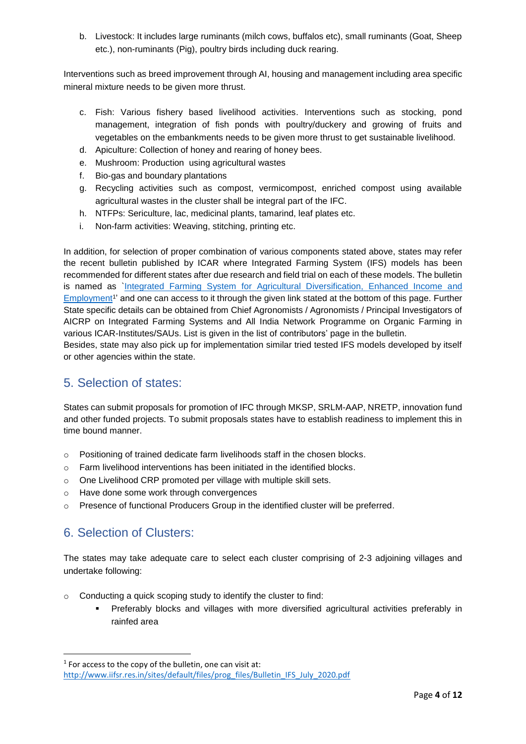b. Livestock: It includes large ruminants (milch cows, buffalos etc), small ruminants (Goat, Sheep etc.), non-ruminants (Pig), poultry birds including duck rearing.

Interventions such as breed improvement through AI, housing and management including area specific mineral mixture needs to be given more thrust.

c. Fish: Various fishery based livelihood activities. Interventions such as stocking, pond management, integration of fish ponds with poultry/duckery and growing of fruits and vegetables on the embankments needs to be given more thrust to get sustainable livelihood.
d. Apiculture: Collection of honey and rearing of honey bees.
e. Mushroom: Production using agricultural wastes
f. Bio-gas and boundary plantations
g. Recycling activities such as compost, vermicompost, enriched compost using available agricultural wastes in the cluster shall be integral part of the IFC.
h. NTFPs: Sericulture, lac, medicinal plants, tamarind, leaf plates etc.
i. Non-farm activities: Weaving, stitching, printing etc.

In addition, for selection of proper combination of various components stated above, states may refer the recent bulletin published by ICAR where Integrated Farming System (IFS) models has been recommended for different states after due research and field trial on each of these models. The bulletin is named as `Integrated Farming System for Agricultural Diversification, Enhanced Income and Employment[1]' and one can access to it through the given link stated at the bottom of this page. Further State specific details can be obtained from Chief Agronomists / Agronomists / Principal Investigators of AICRP on Integrated Farming Systems and All India Network Programme on Organic Farming in various ICAR-Institutes/SAUs. List is given in the list of contributors' page in the bulletin.
Besides, state may also pick up for implementation similar tried tested IFS models developed by itself or other agencies within the state.

## 5. Selection of states:

States can submit proposals for promotion of IFC through MKSP, SRLM-AAP, NRETP, innovation fund and other funded projects. To submit proposals states have to establish readiness to implement this in time bound manner.

- Positioning of trained dedicate farm livelihoods staff in the chosen blocks.
- Farm livelihood interventions has been initiated in the identified blocks.
- One Livelihood CRP promoted per village with multiple skill sets.
- Have done some work through convergences
- Presence of functional Producers Group in the identified cluster will be preferred.

## 6. Selection of Clusters:

The states may take adequate care to select each cluster comprising of 2-3 adjoining villages and undertake following:

- Conducting a quick scoping study to identify the cluster to find:
  - Preferably blocks and villages with more diversified agricultural activities preferably in rainfed area

[1] For access to the copy of the bulletin, one can visit at: http://www.iifsr.res.in/sites/default/files/prog_files/Bulletin_IFS_July_2020.pdf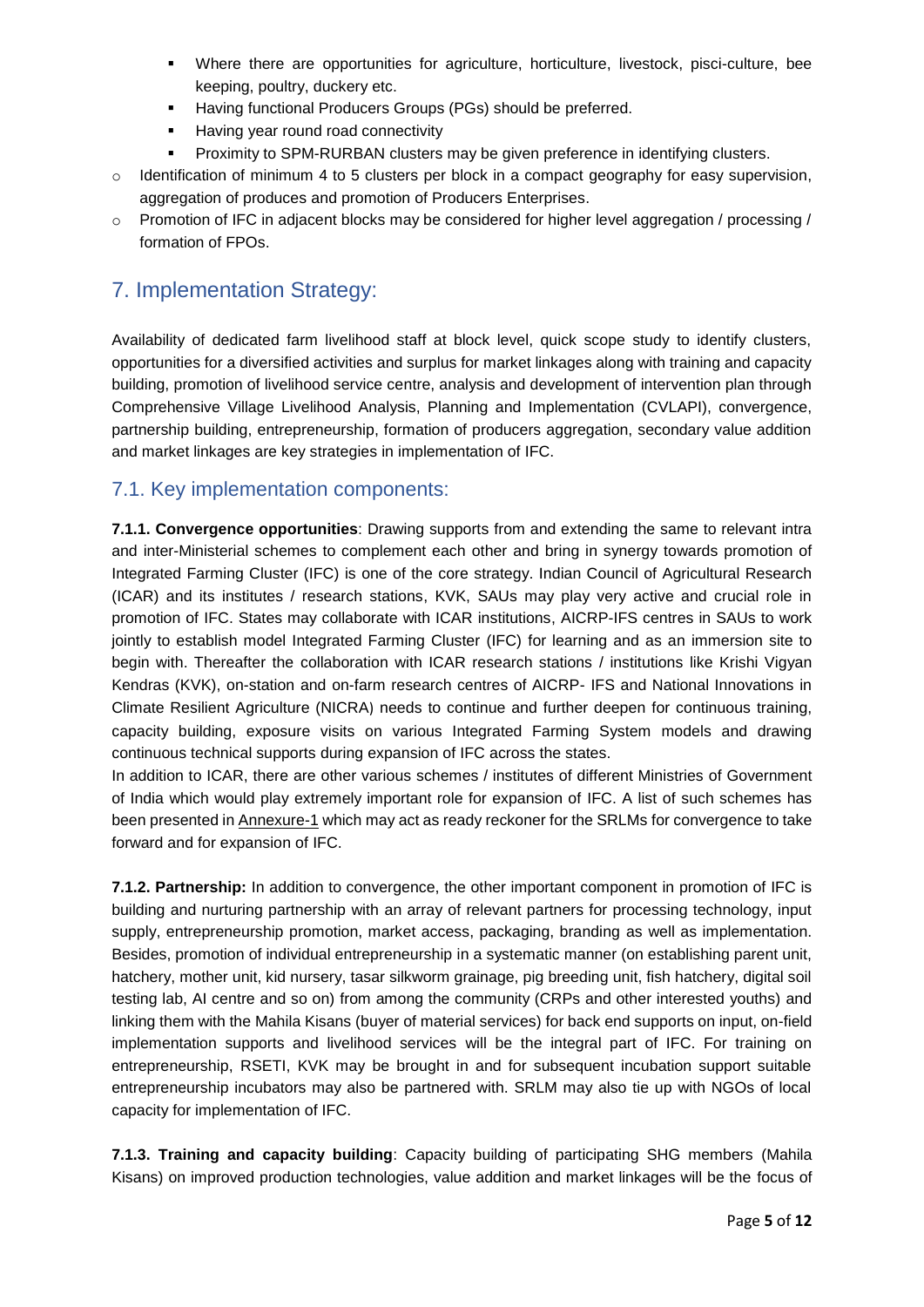- Where there are opportunities for agriculture, horticulture, livestock, pisci-culture, bee keeping, poultry, duckery etc.
- Having functional Producers Groups (PGs) should be preferred.
- Having year round road connectivity
- Proximity to SPM-RURBAN clusters may be given preference in identifying clusters.

- Identification of minimum 4 to 5 clusters per block in a compact geography for easy supervision, aggregation of produces and promotion of Producers Enterprises.
- Promotion of IFC in adjacent blocks may be considered for higher level aggregation / processing / formation of FPOs.

## 7. Implementation Strategy:

Availability of dedicated farm livelihood staff at block level, quick scope study to identify clusters, opportunities for a diversified activities and surplus for market linkages along with training and capacity building, promotion of livelihood service centre, analysis and development of intervention plan through Comprehensive Village Livelihood Analysis, Planning and Implementation (CVLAPI), convergence, partnership building, entrepreneurship, formation of producers aggregation, secondary value addition and market linkages are key strategies in implementation of IFC.

### 7.1. Key implementation components:

**7.1.1. Convergence opportunities**: Drawing supports from and extending the same to relevant intra and inter-Ministerial schemes to complement each other and bring in synergy towards promotion of Integrated Farming Cluster (IFC) is one of the core strategy. Indian Council of Agricultural Research (ICAR) and its institutes / research stations, KVK, SAUs may play very active and crucial role in promotion of IFC. States may collaborate with ICAR institutions, AICRP-IFS centres in SAUs to work jointly to establish model Integrated Farming Cluster (IFC) for learning and as an immersion site to begin with. Thereafter the collaboration with ICAR research stations / institutions like Krishi Vigyan Kendras (KVK), on-station and on-farm research centres of AICRP- IFS and National Innovations in Climate Resilient Agriculture (NICRA) needs to continue and further deepen for continuous training, capacity building, exposure visits on various Integrated Farming System models and drawing continuous technical supports during expansion of IFC across the states.

In addition to ICAR, there are other various schemes / institutes of different Ministries of Government of India which would play extremely important role for expansion of IFC. A list of such schemes has been presented in Annexure-1 which may act as ready reckoner for the SRLMs for convergence to take forward and for expansion of IFC.

**7.1.2. Partnership:** In addition to convergence, the other important component in promotion of IFC is building and nurturing partnership with an array of relevant partners for processing technology, input supply, entrepreneurship promotion, market access, packaging, branding as well as implementation. Besides, promotion of individual entrepreneurship in a systematic manner (on establishing parent unit, hatchery, mother unit, kid nursery, tasar silkworm grainage, pig breeding unit, fish hatchery, digital soil testing lab, AI centre and so on) from among the community (CRPs and other interested youths) and linking them with the Mahila Kisans (buyer of material services) for back end supports on input, on-field implementation supports and livelihood services will be the integral part of IFC. For training on entrepreneurship, RSETI, KVK may be brought in and for subsequent incubation support suitable entrepreneurship incubators may also be partnered with. SRLM may also tie up with NGOs of local capacity for implementation of IFC.

**7.1.3. Training and capacity building**: Capacity building of participating SHG members (Mahila Kisans) on improved production technologies, value addition and market linkages will be the focus of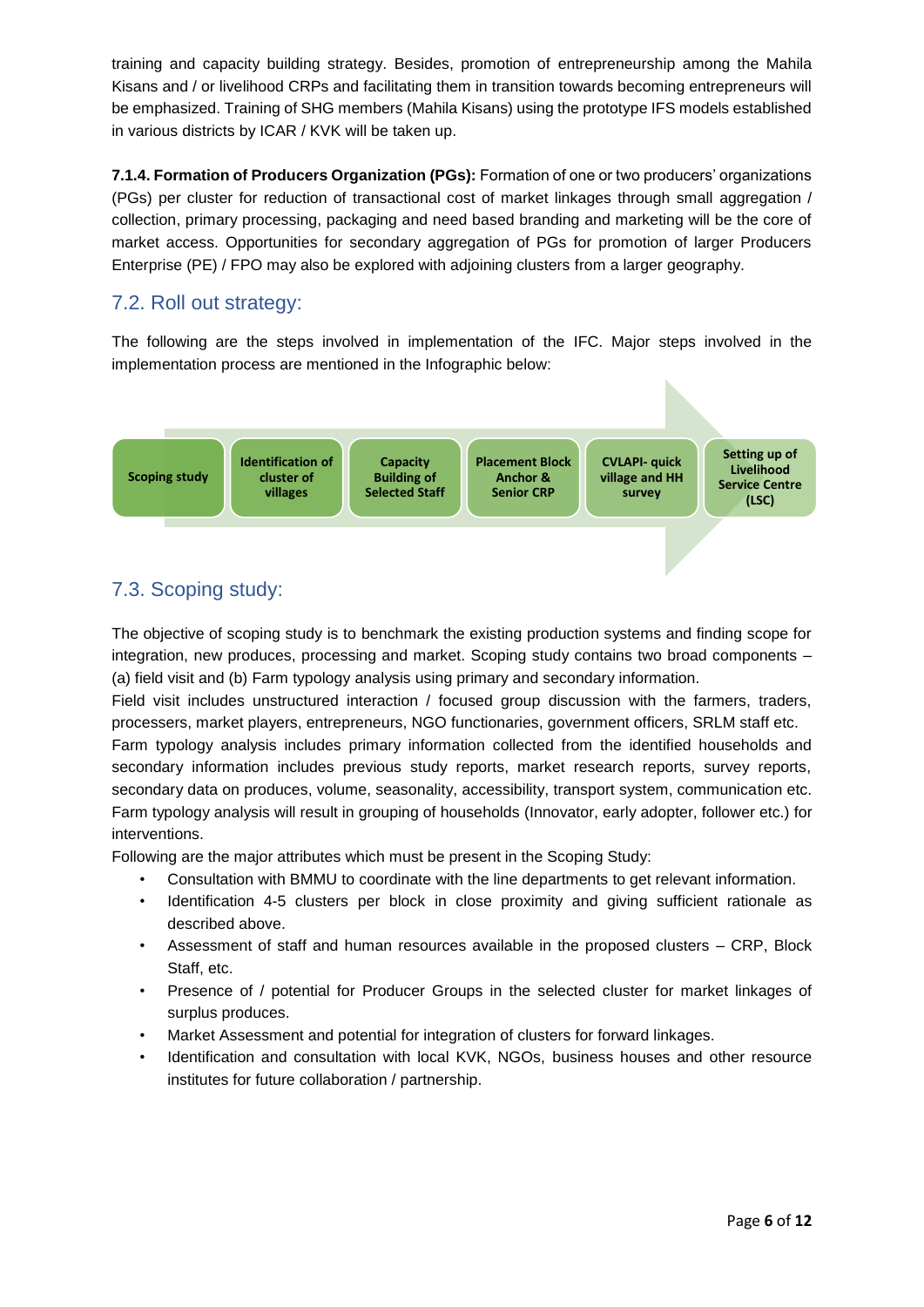training and capacity building strategy. Besides, promotion of entrepreneurship among the Mahila Kisans and / or livelihood CRPs and facilitating them in transition towards becoming entrepreneurs will be emphasized. Training of SHG members (Mahila Kisans) using the prototype IFS models established in various districts by ICAR / KVK will be taken up.

**7.1.4. Formation of Producers Organization (PGs):** Formation of one or two producers' organizations (PGs) per cluster for reduction of transactional cost of market linkages through small aggregation / collection, primary processing, packaging and need based branding and marketing will be the core of market access. Opportunities for secondary aggregation of PGs for promotion of larger Producers Enterprise (PE) / FPO may also be explored with adjoining clusters from a larger geography.

## 7.2. Roll out strategy:

The following are the steps involved in implementation of the IFC. Major steps involved in the implementation process are mentioned in the Infographic below:

Scoping study → Identification of cluster of villages → Capacity Building of Selected Staff → Placement Block Anchor & Senior CRP → CVLAPI- quick village and HH survey → Setting up of Livelihood Service Centre (LSC)

## 7.3. Scoping study:

The objective of scoping study is to benchmark the existing production systems and finding scope for integration, new produces, processing and market. Scoping study contains two broad components – (a) field visit and (b) Farm typology analysis using primary and secondary information.

Field visit includes unstructured interaction / focused group discussion with the farmers, traders, processers, market players, entrepreneurs, NGO functionaries, government officers, SRLM staff etc.

Farm typology analysis includes primary information collected from the identified households and secondary information includes previous study reports, market research reports, survey reports, secondary data on produces, volume, seasonality, accessibility, transport system, communication etc. Farm typology analysis will result in grouping of households (Innovator, early adopter, follower etc.) for interventions.

Following are the major attributes which must be present in the Scoping Study:

- Consultation with BMMU to coordinate with the line departments to get relevant information.
- Identification 4-5 clusters per block in close proximity and giving sufficient rationale as described above.
- Assessment of staff and human resources available in the proposed clusters – CRP, Block Staff, etc.
- Presence of / potential for Producer Groups in the selected cluster for market linkages of surplus produces.
- Market Assessment and potential for integration of clusters for forward linkages.
- Identification and consultation with local KVK, NGOs, business houses and other resource institutes for future collaboration / partnership.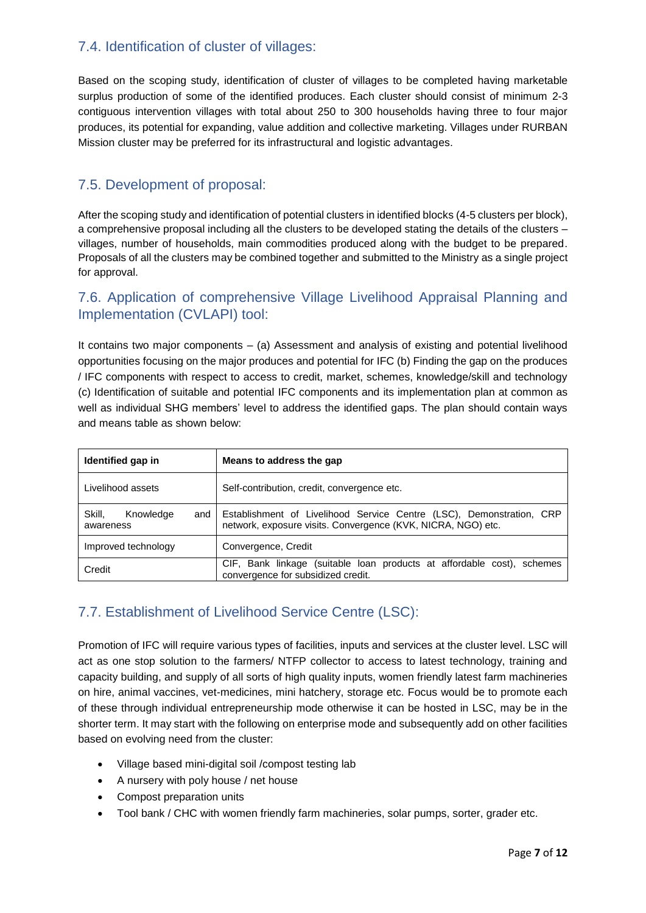## 7.4. Identification of cluster of villages:

Based on the scoping study, identification of cluster of villages to be completed having marketable surplus production of some of the identified produces. Each cluster should consist of minimum 2-3 contiguous intervention villages with total about 250 to 300 households having three to four major produces, its potential for expanding, value addition and collective marketing. Villages under RURBAN Mission cluster may be preferred for its infrastructural and logistic advantages.

## 7.5. Development of proposal:

After the scoping study and identification of potential clusters in identified blocks (4-5 clusters per block), a comprehensive proposal including all the clusters to be developed stating the details of the clusters – villages, number of households, main commodities produced along with the budget to be prepared. Proposals of all the clusters may be combined together and submitted to the Ministry as a single project for approval.

## 7.6. Application of comprehensive Village Livelihood Appraisal Planning and Implementation (CVLAPI) tool:

It contains two major components – (a) Assessment and analysis of existing and potential livelihood opportunities focusing on the major produces and potential for IFC (b) Finding the gap on the produces / IFC components with respect to access to credit, market, schemes, knowledge/skill and technology (c) Identification of suitable and potential IFC components and its implementation plan at common as well as individual SHG members' level to address the identified gaps. The plan should contain ways and means table as shown below:

| Identified gap in | Means to address the gap |
|---|---|
| Livelihood assets | Self-contribution, credit, convergence etc. |
| Skill, Knowledge and awareness | Establishment of Livelihood Service Centre (LSC), Demonstration, CRP network, exposure visits. Convergence (KVK, NICRA, NGO) etc. |
| Improved technology | Convergence, Credit |
| Credit | CIF, Bank linkage (suitable loan products at affordable cost), schemes convergence for subsidized credit. |

## 7.7. Establishment of Livelihood Service Centre (LSC):

Promotion of IFC will require various types of facilities, inputs and services at the cluster level. LSC will act as one stop solution to the farmers/ NTFP collector to access to latest technology, training and capacity building, and supply of all sorts of high quality inputs, women friendly latest farm machineries on hire, animal vaccines, vet-medicines, mini hatchery, storage etc. Focus would be to promote each of these through individual entrepreneurship mode otherwise it can be hosted in LSC, may be in the shorter term. It may start with the following on enterprise mode and subsequently add on other facilities based on evolving need from the cluster:

- Village based mini-digital soil /compost testing lab
- A nursery with poly house / net house
- Compost preparation units
- Tool bank / CHC with women friendly farm machineries, solar pumps, sorter, grader etc.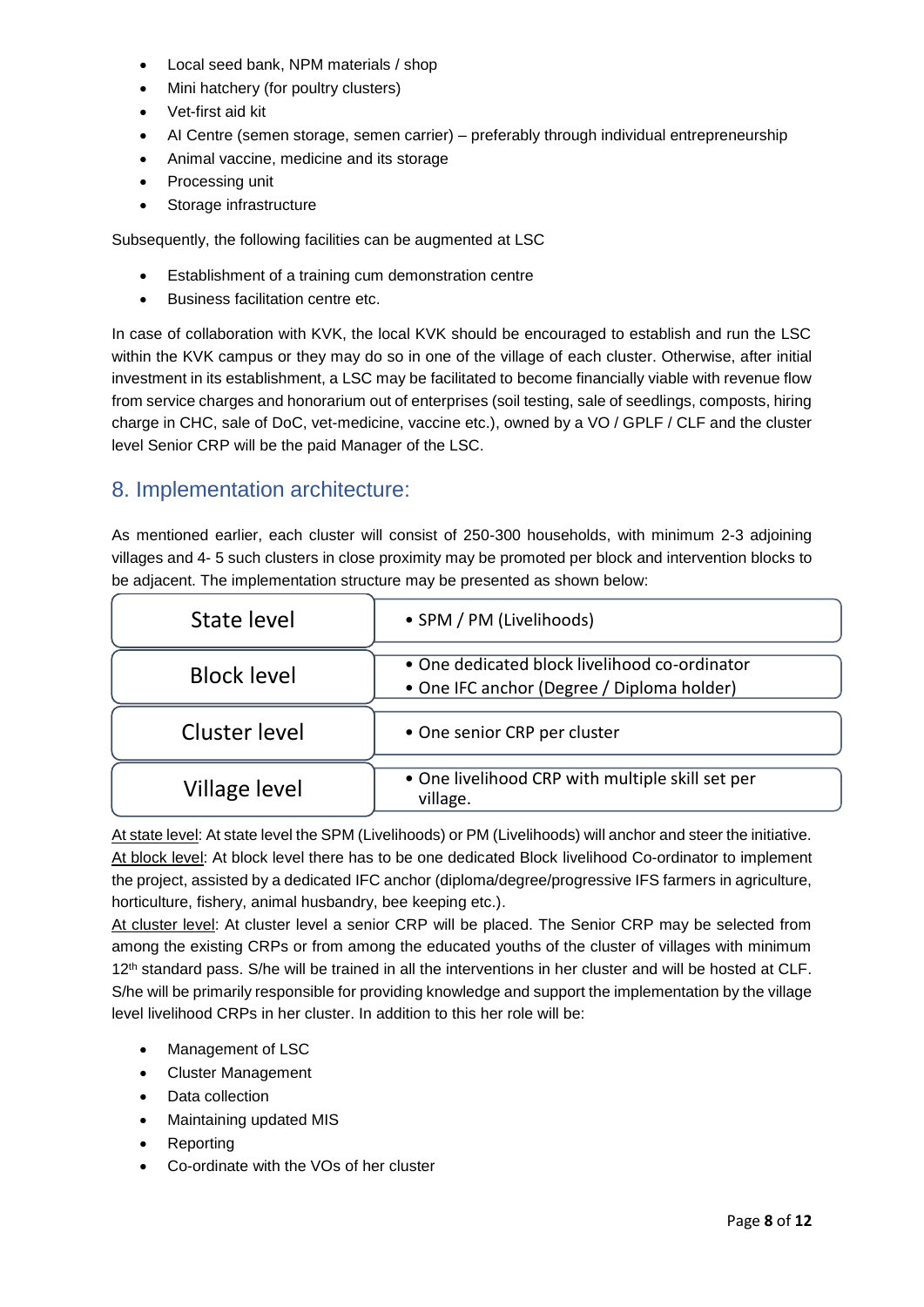- Local seed bank, NPM materials / shop
- Mini hatchery (for poultry clusters)
- Vet-first aid kit
- AI Centre (semen storage, semen carrier) – preferably through individual entrepreneurship
- Animal vaccine, medicine and its storage
- Processing unit
- Storage infrastructure

Subsequently, the following facilities can be augmented at LSC

- Establishment of a training cum demonstration centre
- Business facilitation centre etc.

In case of collaboration with KVK, the local KVK should be encouraged to establish and run the LSC within the KVK campus or they may do so in one of the village of each cluster. Otherwise, after initial investment in its establishment, a LSC may be facilitated to become financially viable with revenue flow from service charges and honorarium out of enterprises (soil testing, sale of seedlings, composts, hiring charge in CHC, sale of DoC, vet-medicine, vaccine etc.), owned by a VO / GPLF / CLF and the cluster level Senior CRP will be the paid Manager of the LSC.

## 8. Implementation architecture:

As mentioned earlier, each cluster will consist of 250-300 households, with minimum 2-3 adjoining villages and 4- 5 such clusters in close proximity may be promoted per block and intervention blocks to be adjacent. The implementation structure may be presented as shown below:

| Level | Structure |
|---|---|
| State level | • SPM / PM (Livelihoods) |
| Block level | • One dedicated block livelihood co-ordinator<br>• One IFC anchor (Degree / Diploma holder) |
| Cluster level | • One senior CRP per cluster |
| Village level | • One livelihood CRP with multiple skill set per village. |

At state level: At state level the SPM (Livelihoods) or PM (Livelihoods) will anchor and steer the initiative.
At block level: At block level there has to be one dedicated Block livelihood Co-ordinator to implement the project, assisted by a dedicated IFC anchor (diploma/degree/progressive IFS farmers in agriculture, horticulture, fishery, animal husbandry, bee keeping etc.).
At cluster level: At cluster level a senior CRP will be placed. The Senior CRP may be selected from among the existing CRPs or from among the educated youths of the cluster of villages with minimum 12th standard pass. S/he will be trained in all the interventions in her cluster and will be hosted at CLF. S/he will be primarily responsible for providing knowledge and support the implementation by the village level livelihood CRPs in her cluster. In addition to this her role will be:

- Management of LSC
- Cluster Management
- Data collection
- Maintaining updated MIS
- Reporting
- Co-ordinate with the VOs of her cluster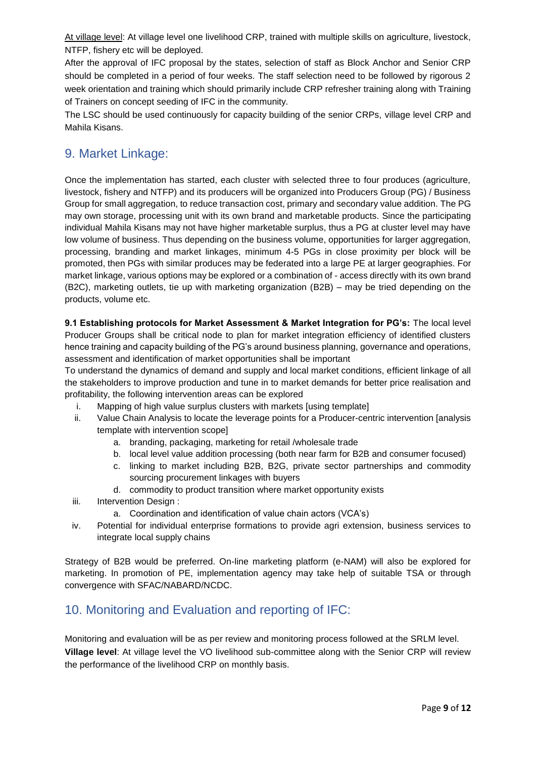<u>At village level</u>: At village level one livelihood CRP, trained with multiple skills on agriculture, livestock, NTFP, fishery etc will be deployed.

After the approval of IFC proposal by the states, selection of staff as Block Anchor and Senior CRP should be completed in a period of four weeks. The staff selection need to be followed by rigorous 2 week orientation and training which should primarily include CRP refresher training along with Training of Trainers on concept seeding of IFC in the community.

The LSC should be used continuously for capacity building of the senior CRPs, village level CRP and Mahila Kisans.

## 9. Market Linkage:

Once the implementation has started, each cluster with selected three to four produces (agriculture, livestock, fishery and NTFP) and its producers will be organized into Producers Group (PG) / Business Group for small aggregation, to reduce transaction cost, primary and secondary value addition. The PG may own storage, processing unit with its own brand and marketable products. Since the participating individual Mahila Kisans may not have higher marketable surplus, thus a PG at cluster level may have low volume of business. Thus depending on the business volume, opportunities for larger aggregation, processing, branding and market linkages, minimum 4-5 PGs in close proximity per block will be promoted, then PGs with similar produces may be federated into a large PE at larger geographies. For market linkage, various options may be explored or a combination of - access directly with its own brand (B2C), marketing outlets, tie up with marketing organization (B2B) – may be tried depending on the products, volume etc.

**9.1 Establishing protocols for Market Assessment & Market Integration for PG's:** The local level Producer Groups shall be critical node to plan for market integration efficiency of identified clusters hence training and capacity building of the PG's around business planning, governance and operations, assessment and identification of market opportunities shall be important

To understand the dynamics of demand and supply and local market conditions, efficient linkage of all the stakeholders to improve production and tune in to market demands for better price realisation and profitability, the following intervention areas can be explored

i. Mapping of high value surplus clusters with markets [using template]
ii. Value Chain Analysis to locate the leverage points for a Producer-centric intervention [analysis template with intervention scope]
    a. branding, packaging, marketing for retail /wholesale trade
    b. local level value addition processing (both near farm for B2B and consumer focused)
    c. linking to market including B2B, B2G, private sector partnerships and commodity sourcing procurement linkages with buyers
    d. commodity to product transition where market opportunity exists
iii. Intervention Design :
    a. Coordination and identification of value chain actors (VCA's)
iv. Potential for individual enterprise formations to provide agri extension, business services to integrate local supply chains

Strategy of B2B would be preferred. On-line marketing platform (e-NAM) will also be explored for marketing. In promotion of PE, implementation agency may take help of suitable TSA or through convergence with SFAC/NABARD/NCDC.

## 10. Monitoring and Evaluation and reporting of IFC:

Monitoring and evaluation will be as per review and monitoring process followed at the SRLM level.

**Village level**: At village level the VO livelihood sub-committee along with the Senior CRP will review the performance of the livelihood CRP on monthly basis.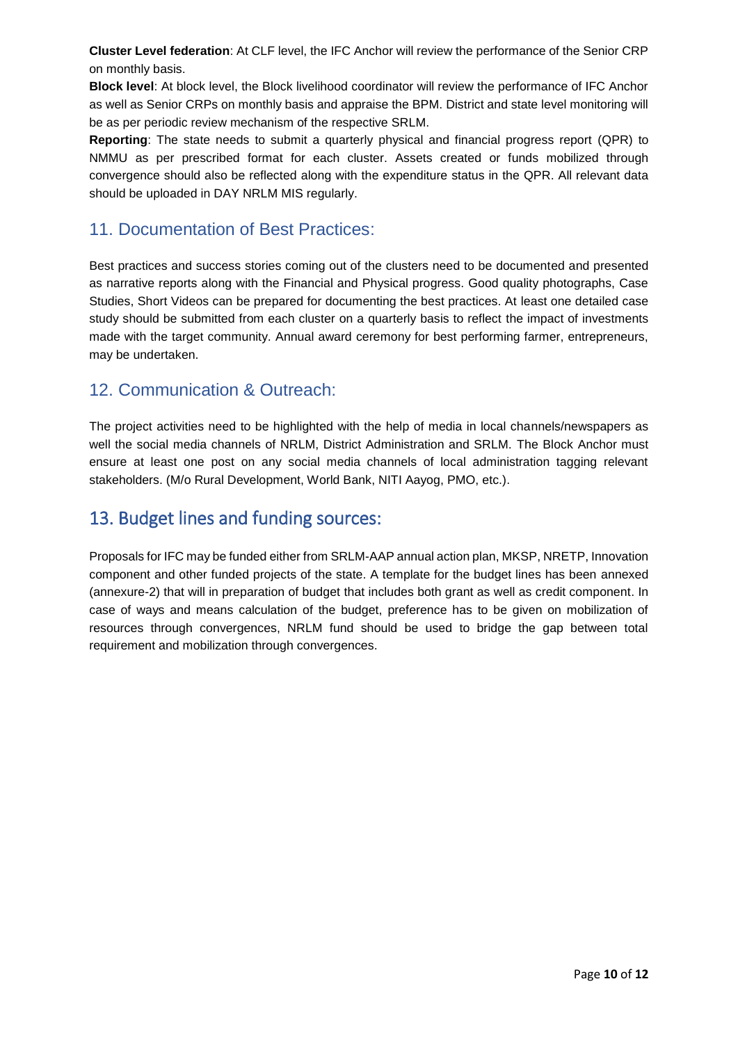**Cluster Level federation**: At CLF level, the IFC Anchor will review the performance of the Senior CRP on monthly basis.

**Block level**: At block level, the Block livelihood coordinator will review the performance of IFC Anchor as well as Senior CRPs on monthly basis and appraise the BPM. District and state level monitoring will be as per periodic review mechanism of the respective SRLM.

**Reporting**: The state needs to submit a quarterly physical and financial progress report (QPR) to NMMU as per prescribed format for each cluster. Assets created or funds mobilized through convergence should also be reflected along with the expenditure status in the QPR. All relevant data should be uploaded in DAY NRLM MIS regularly.

## 11. Documentation of Best Practices:

Best practices and success stories coming out of the clusters need to be documented and presented as narrative reports along with the Financial and Physical progress. Good quality photographs, Case Studies, Short Videos can be prepared for documenting the best practices. At least one detailed case study should be submitted from each cluster on a quarterly basis to reflect the impact of investments made with the target community. Annual award ceremony for best performing farmer, entrepreneurs, may be undertaken.

## 12. Communication & Outreach:

The project activities need to be highlighted with the help of media in local channels/newspapers as well the social media channels of NRLM, District Administration and SRLM. The Block Anchor must ensure at least one post on any social media channels of local administration tagging relevant stakeholders. (M/o Rural Development, World Bank, NITI Aayog, PMO, etc.).

## 13. Budget lines and funding sources:

Proposals for IFC may be funded either from SRLM-AAP annual action plan, MKSP, NRETP, Innovation component and other funded projects of the state. A template for the budget lines has been annexed (annexure-2) that will in preparation of budget that includes both grant as well as credit component. In case of ways and means calculation of the budget, preference has to be given on mobilization of resources through convergences, NRLM fund should be used to bridge the gap between total requirement and mobilization through convergences.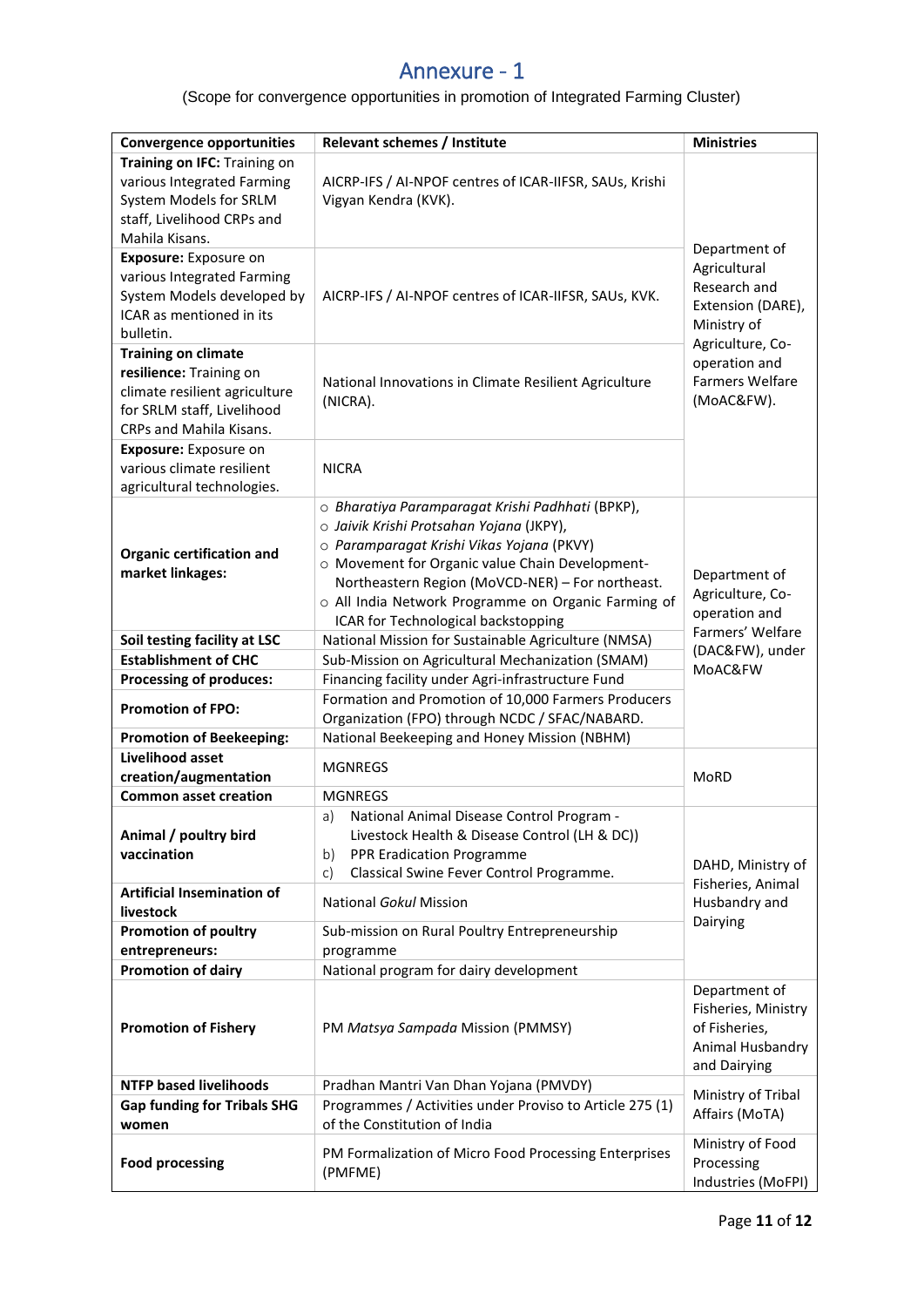# Annexure - 1

(Scope for convergence opportunities in promotion of Integrated Farming Cluster)

| Convergence opportunities | Relevant schemes / Institute | Ministries |
|---|---|---|
| **Training on IFC:** Training on various Integrated Farming System Models for SRLM staff, Livelihood CRPs and Mahila Kisans. | AICRP-IFS / AI-NPOF centres of ICAR-IIFSR, SAUs, Krishi Vigyan Kendra (KVK). | Department of Agricultural Research and Extension (DARE), Ministry of Agriculture, Co-operation and Farmers Welfare (MoAC&FW). |
| **Exposure:** Exposure on various Integrated Farming System Models developed by ICAR as mentioned in its bulletin. | AICRP-IFS / AI-NPOF centres of ICAR-IIFSR, SAUs, KVK. | |
| **Training on climate resilience:** Training on climate resilient agriculture for SRLM staff, Livelihood CRPs and Mahila Kisans. | National Innovations in Climate Resilient Agriculture (NICRA). | |
| **Exposure:** Exposure on various climate resilient agricultural technologies. | NICRA | |
| **Organic certification and market linkages:** | ○ *Bharatiya Paramparagat Krishi Padhhati* (BPKP),<br>○ *Jaivik Krishi Protsahan Yojana* (JKPY),<br>○ *Paramparagat Krishi Vikas Yojana* (PKVY)<br>○ Movement for Organic value Chain Development-Northeastern Region (MoVCD-NER) – For northeast.<br>○ All India Network Programme on Organic Farming of ICAR for Technological backstopping | Department of Agriculture, Co-operation and Farmers' Welfare (DAC&FW), under MoAC&FW |
| **Soil testing facility at LSC** | National Mission for Sustainable Agriculture (NMSA) | |
| **Establishment of CHC** | Sub-Mission on Agricultural Mechanization (SMAM) | |
| **Processing of produces:** | Financing facility under Agri-infrastructure Fund | |
| **Promotion of FPO:** | Formation and Promotion of 10,000 Farmers Producers Organization (FPO) through NCDC / SFAC/NABARD. | |
| **Promotion of Beekeeping:** | National Beekeeping and Honey Mission (NBHM) | |
| **Livelihood asset creation/augmentation** | MGNREGS | MoRD |
| **Common asset creation** | MGNREGS | |
| **Animal / poultry bird vaccination** | a) National Animal Disease Control Program - Livestock Health & Disease Control (LH & DC))<br>b) PPR Eradication Programme<br>c) Classical Swine Fever Control Programme. | DAHD, Ministry of Fisheries, Animal Husbandry and Dairying |
| **Artificial Insemination of livestock** | National *Gokul* Mission | |
| **Promotion of poultry entrepreneurs:** | Sub-mission on Rural Poultry Entrepreneurship programme | |
| **Promotion of dairy** | National program for dairy development | |
| **Promotion of Fishery** | PM *Matsya Sampada* Mission (PMMSY) | Department of Fisheries, Ministry of Fisheries, Animal Husbandry and Dairying |
| **NTFP based livelihoods** | Pradhan Mantri Van Dhan Yojana (PMVDY) | Ministry of Tribal Affairs (MoTA) |
| **Gap funding for Tribals SHG women** | Programmes / Activities under Proviso to Article 275 (1) of the Constitution of India | |
| **Food processing** | PM Formalization of Micro Food Processing Enterprises (PMFME) | Ministry of Food Processing Industries (MoFPI) |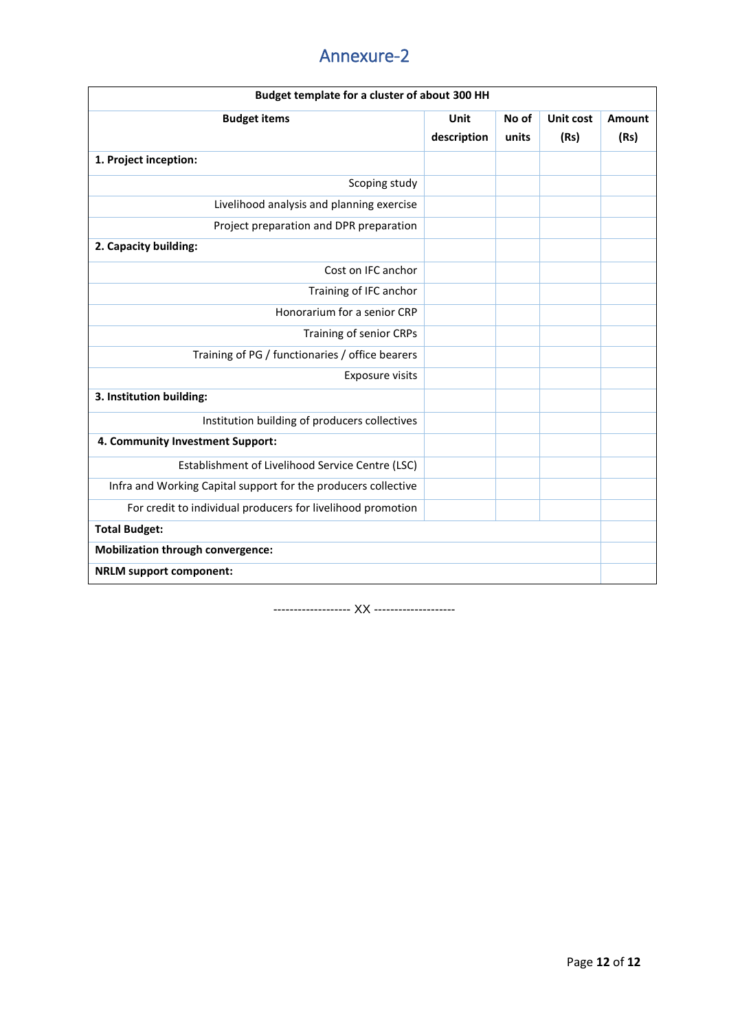# Annexure-2

| Budget template for a cluster of about 300 HH | | | | |
|---|---|---|---|---|
| **Budget items** | **Unit description** | **No of units** | **Unit cost (Rs)** | **Amount (Rs)** |
| **1. Project inception:** | | | | |
| Scoping study | | | | |
| Livelihood analysis and planning exercise | | | | |
| Project preparation and DPR preparation | | | | |
| **2. Capacity building:** | | | | |
| Cost on IFC anchor | | | | |
| Training of IFC anchor | | | | |
| Honorarium for a senior CRP | | | | |
| Training of senior CRPs | | | | |
| Training of PG / functionaries / office bearers | | | | |
| Exposure visits | | | | |
| **3. Institution building:** | | | | |
| Institution building of producers collectives | | | | |
| **4. Community Investment Support:** | | | | |
| Establishment of Livelihood Service Centre (LSC) | | | | |
| Infra and Working Capital support for the producers collective | | | | |
| For credit to individual producers for livelihood promotion | | | | |
| **Total Budget:** | | | | |
| **Mobilization through convergence:** | | | | |
| **NRLM support component:** | | | | |

------------------- XX --------------------